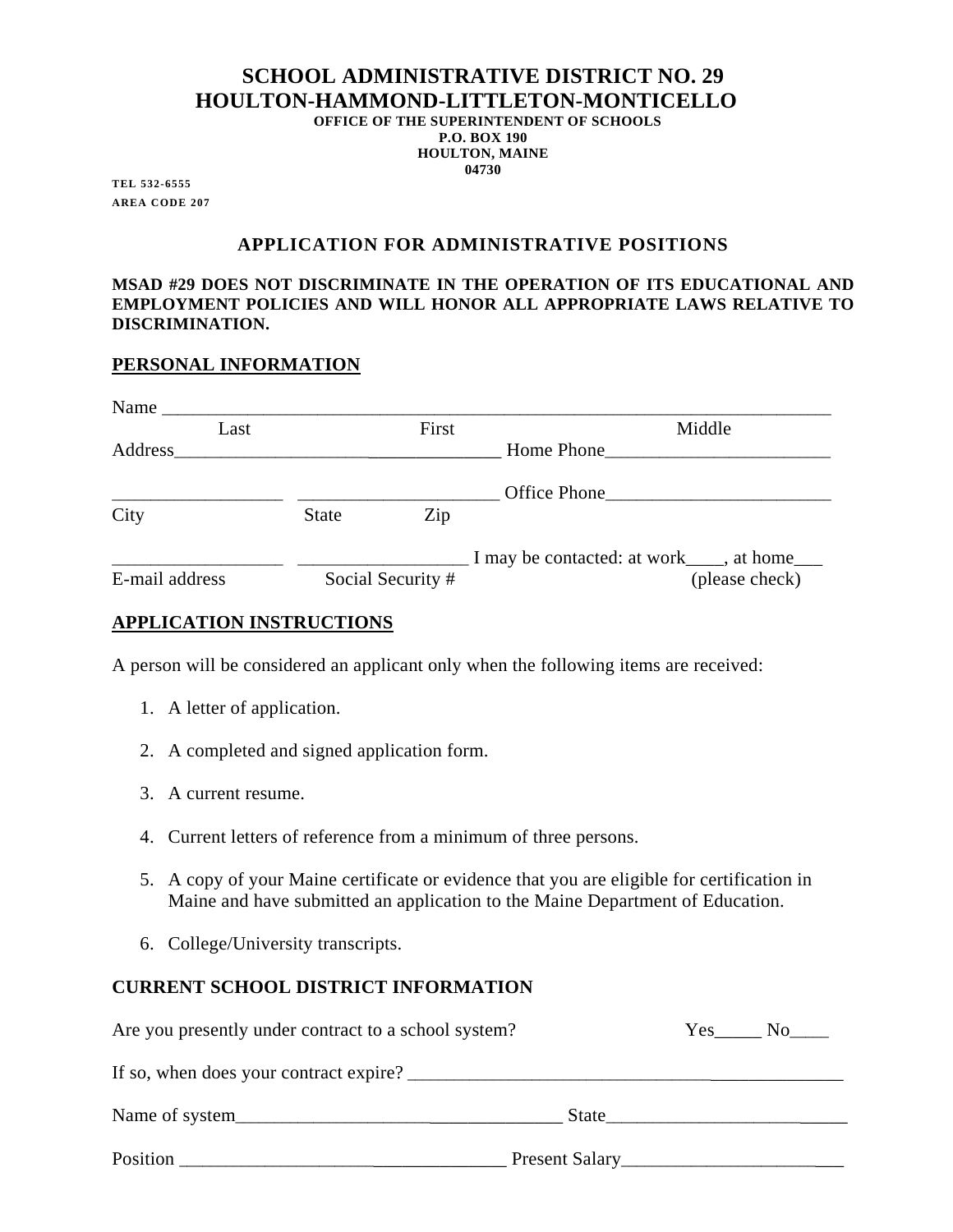# SCHOOL ADMINISTRATIVE DISTRICT NO. 29
# HOULTON-HAMMOND-LITTLETON-MONTICELLO

**OFFICE OF THE SUPERINTENDENT OF SCHOOLS**
**P.O. BOX 190**
**HOULTON, MAINE**
**04730**

**TEL 532-6555**
**AREA CODE 207**

## APPLICATION FOR ADMINISTRATIVE POSITIONS

**MSAD #29 DOES NOT DISCRIMINATE IN THE OPERATION OF ITS EDUCATIONAL AND EMPLOYMENT POLICIES AND WILL HONOR ALL APPROPRIATE LAWS RELATIVE TO DISCRIMINATION.**

### PERSONAL INFORMATION

Name ___________________________________________________________________________
Last First Middle

Address__________________________________ Home Phone________________________

__________________ _____________________ Office Phone________________________
City State Zip

__________________ __________________ I may be contacted: at work____, at home___
E-mail address Social Security # (please check)

### APPLICATION INSTRUCTIONS

A person will be considered an applicant only when the following items are received:

1. A letter of application.
2. A completed and signed application form.
3. A current resume.
4. Current letters of reference from a minimum of three persons.
5. A copy of your Maine certificate or evidence that you are eligible for certification in Maine and have submitted an application to the Maine Department of Education.
6. College/University transcripts.

### CURRENT SCHOOL DISTRICT INFORMATION

Are you presently under contract to a school system? Yes_____ No____

If so, when does your contract expire? ______________________________________________

Name of system__________________________________ State__________________________

Position __________________________________ Present Salary________________________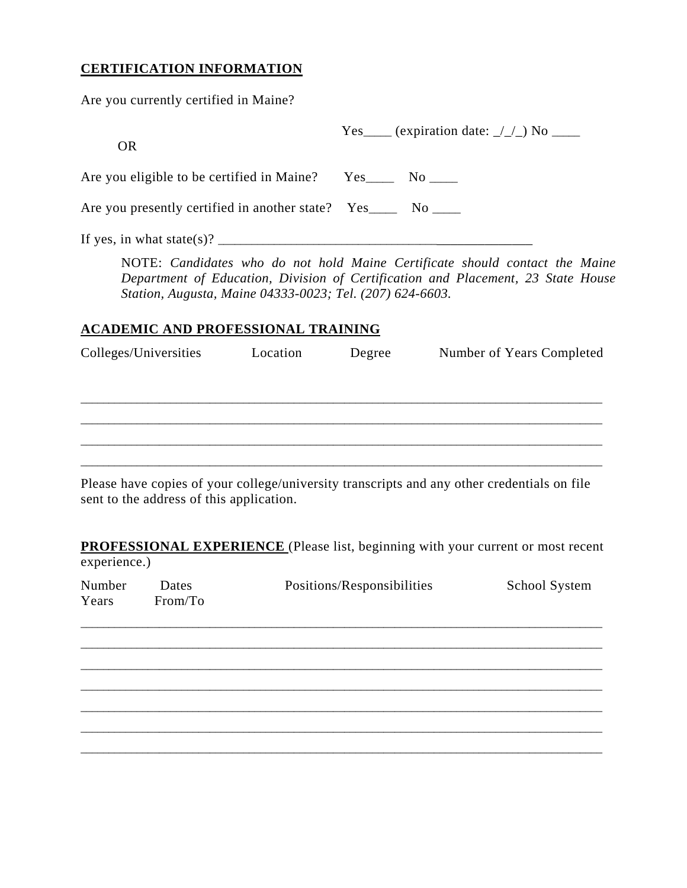**CERTIFICATION INFORMATION**

Are you currently certified in Maine?

Yes____ (expiration date: _/_/_) No ____

OR

Are you eligible to be certified in Maine? Yes____ No ____

Are you presently certified in another state? Yes____ No ____

If yes, in what state(s)? ____________________________________________

> NOTE: *Candidates who do not hold Maine Certificate should contact the Maine Department of Education, Division of Certification and Placement, 23 State House Station, Augusta, Maine 04333-0023; Tel. (207) 624-6603.*

**ACADEMIC AND PROFESSIONAL TRAINING**

| Colleges/Universities | Location | Degree | Number of Years Completed |
|---|---|---|---|
| | | | |
| | | | |
| | | | |
| | | | |

Please have copies of your college/university transcripts and any other credentials on file sent to the address of this application.

**PROFESSIONAL EXPERIENCE** (Please list, beginning with your current or most recent experience.)

| Number Years | Dates From/To | Positions/Responsibilities | School System |
|---|---|---|---|
| | | | |
| | | | |
| | | | |
| | | | |
| | | | |
| | | | |
| | | | |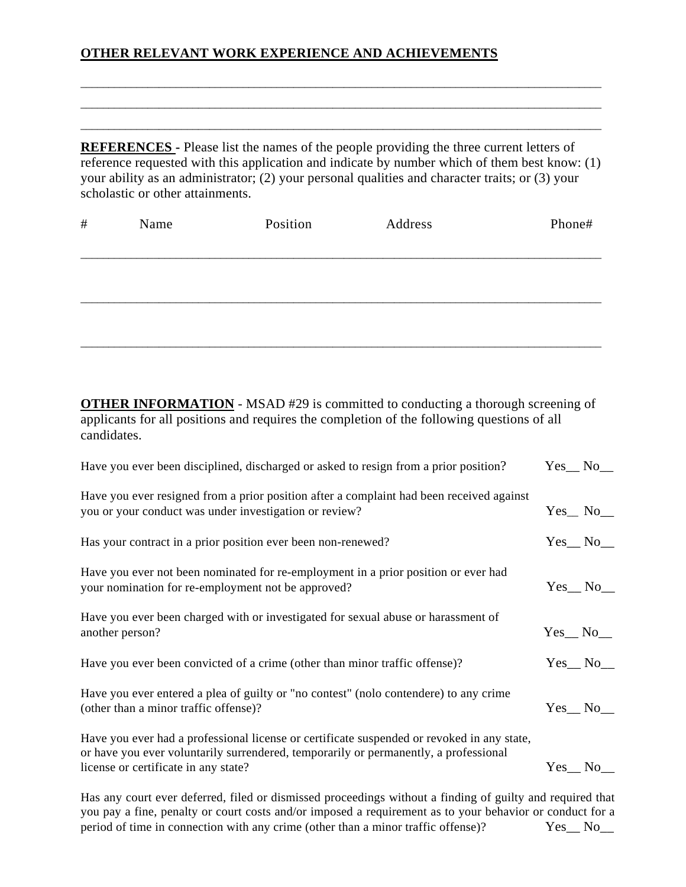**OTHER RELEVANT WORK EXPERIENCE AND ACHIEVEMENTS**

______________________________________________________________________________
______________________________________________________________________________
______________________________________________________________________________

**REFERENCES -** Please list the names of the people providing the three current letters of reference requested with this application and indicate by number which of them best know: (1) your ability as an administrator; (2) your personal qualities and character traits; or (3) your scholastic or other attainments.

| # | Name | Position | Address | Phone# |
|---|---|---|---|---|
| | | | | |
| | | | | |
| | | | | |

**OTHER INFORMATION** - MSAD #29 is committed to conducting a thorough screening of applicants for all positions and requires the completion of the following questions of all candidates.

Have you ever been disciplined, discharged or asked to resign from a prior position? Yes__ No__

Have you ever resigned from a prior position after a complaint had been received against you or your conduct was under investigation or review? Yes__ No__

Has your contract in a prior position ever been non-renewed? Yes__ No__

Have you ever not been nominated for re-employment in a prior position or ever had your nomination for re-employment not be approved? Yes__ No__

Have you ever been charged with or investigated for sexual abuse or harassment of another person? Yes__ No__

Have you ever been convicted of a crime (other than minor traffic offense)? Yes__ No__

Have you ever entered a plea of guilty or "no contest" (nolo contendere) to any crime (other than a minor traffic offense)? Yes__ No__

Have you ever had a professional license or certificate suspended or revoked in any state, or have you ever voluntarily surrendered, temporarily or permanently, a professional license or certificate in any state? Yes__ No__

Has any court ever deferred, filed or dismissed proceedings without a finding of guilty and required that you pay a fine, penalty or court costs and/or imposed a requirement as to your behavior or conduct for a period of time in connection with any crime (other than a minor traffic offense)? Yes__ No__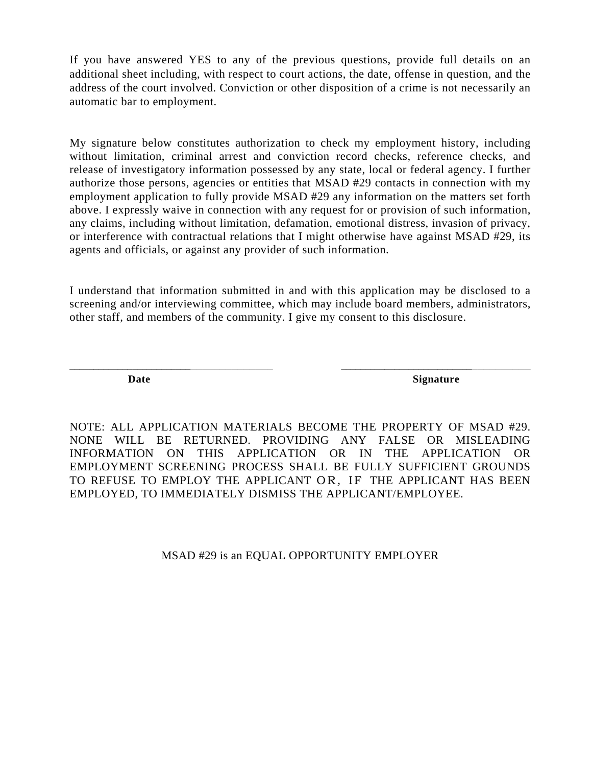If you have answered YES to any of the previous questions, provide full details on an additional sheet including, with respect to court actions, the date, offense in question, and the address of the court involved. Conviction or other disposition of a crime is not necessarily an automatic bar to employment.

My signature below constitutes authorization to check my employment history, including without limitation, criminal arrest and conviction record checks, reference checks, and release of investigatory information possessed by any state, local or federal agency. I further authorize those persons, agencies or entities that MSAD #29 contacts in connection with my employment application to fully provide MSAD #29 any information on the matters set forth above. I expressly waive in connection with any request for or provision of such information, any claims, including without limitation, defamation, emotional distress, invasion of privacy, or interference with contractual relations that I might otherwise have against MSAD #29, its agents and officials, or against any provider of such information.

I understand that information submitted in and with this application may be disclosed to a screening and/or interviewing committee, which may include board members, administrators, other staff, and members of the community. I give my consent to this disclosure.

\_\_\_\_\_\_\_\_\_\_\_\_\_\_\_\_\_\_\_\_\_\_\_\_\_\_\_\_\_\_\_\_\_\_\_\_ &nbsp;&nbsp;&nbsp;&nbsp;&nbsp;&nbsp;&nbsp;&nbsp; \_\_\_\_\_\_\_\_\_\_\_\_\_\_\_\_\_\_\_\_\_\_\_\_\_\_\_\_\_\_\_\_\_\_\_\_

**Date** &nbsp;&nbsp;&nbsp;&nbsp;&nbsp;&nbsp;&nbsp;&nbsp;&nbsp;&nbsp;&nbsp;&nbsp;&nbsp;&nbsp;&nbsp;&nbsp;&nbsp;&nbsp;&nbsp;&nbsp;&nbsp;&nbsp;&nbsp;&nbsp;&nbsp;&nbsp;&nbsp;&nbsp;&nbsp;&nbsp;&nbsp;&nbsp; **Signature**

NOTE: ALL APPLICATION MATERIALS BECOME THE PROPERTY OF MSAD #29. NONE WILL BE RETURNED. PROVIDING ANY FALSE OR MISLEADING INFORMATION ON THIS APPLICATION OR IN THE APPLICATION OR EMPLOYMENT SCREENING PROCESS SHALL BE FULLY SUFFICIENT GROUNDS TO REFUSE TO EMPLOY THE APPLICANT OR, IF THE APPLICANT HAS BEEN EMPLOYED, TO IMMEDIATELY DISMISS THE APPLICANT/EMPLOYEE.

MSAD #29 is an EQUAL OPPORTUNITY EMPLOYER